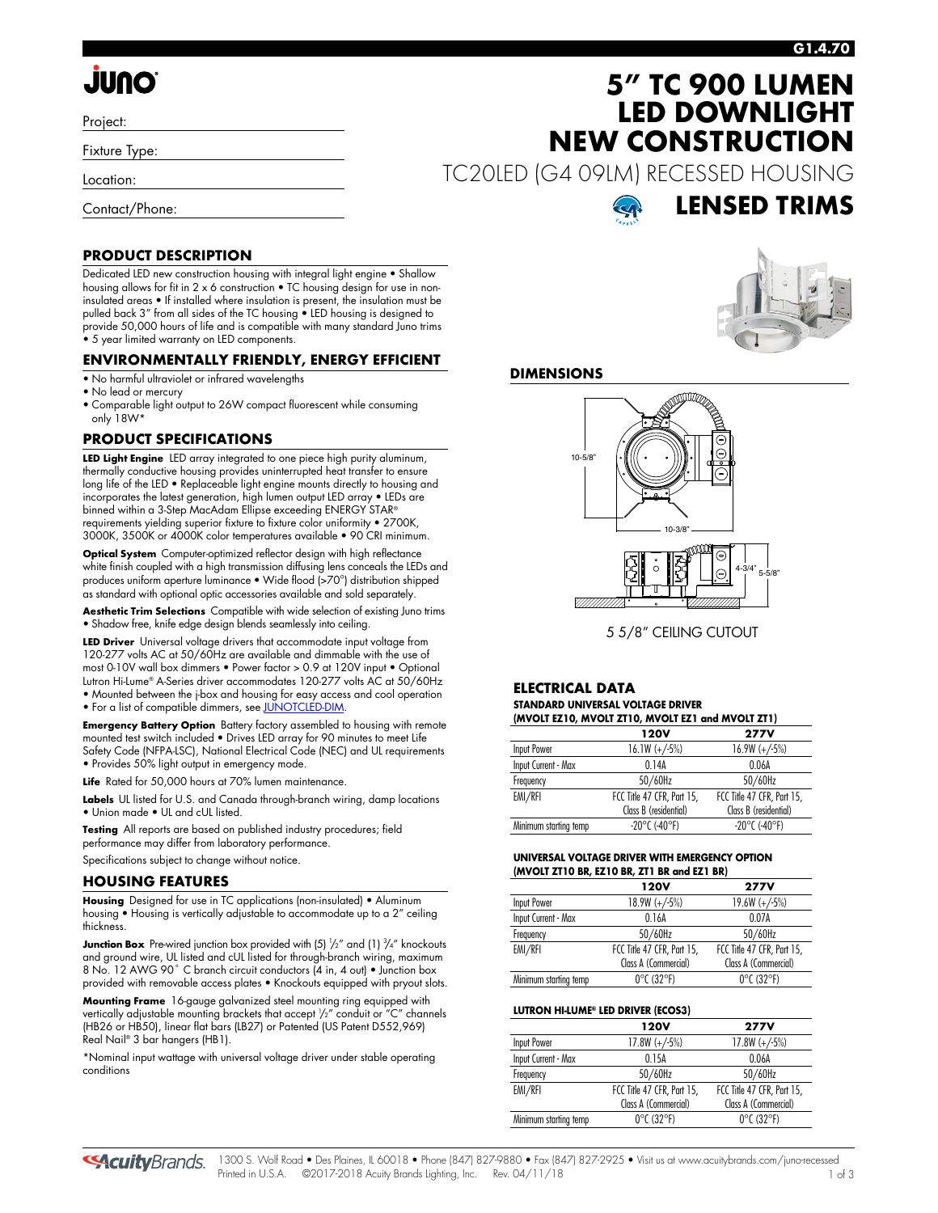# 5" TC 900 LUMEN LED DOWNLIGHT NEW CONSTRUCTION

TC20LED (G4 09LM) RECESSED HOUSING

## LENSED TRIMS

Project:

Fixture Type:

Location:

Contact/Phone:

## PRODUCT DESCRIPTION

Dedicated LED new construction housing with integral light engine • Shallow housing allows for fit in 2 x 6 construction • TC housing design for use in non-insulated areas • If installed where insulation is present, the insulation must be pulled back 3" from all sides of the TC housing • LED housing is designed to provide 50,000 hours of life and is compatible with many standard Juno trims • 5 year limited warranty on LED components.

## ENVIRONMENTALLY FRIENDLY, ENERGY EFFICIENT

- No harmful ultraviolet or infrared wavelengths
- No lead or mercury
- Comparable light output to 26W compact fluorescent while consuming only 18W*

## PRODUCT SPECIFICATIONS

**LED Light Engine** LED array integrated to one piece high purity aluminum, thermally conductive housing provides uninterrupted heat transfer to ensure long life of the LED • Replaceable light engine mounts directly to housing and incorporates the latest generation, high lumen output LED array • LEDs are binned within a 3-Step MacAdam Ellipse exceeding ENERGY STAR® requirements yielding superior fixture to fixture color uniformity • 2700K, 3000K, 3500K or 4000K color temperatures available • 90 CRI minimum.

**Optical System** Computer-optimized reflector design with high reflectance white finish coupled with a high transmission diffusing lens conceals the LEDs and produces uniform aperture luminance • Wide flood (>70°) distribution shipped as standard with optional optic accessories available and sold separately.

**Aesthetic Trim Selections** Compatible with wide selection of existing Juno trims • Shadow free, knife edge design blends seamlessly into ceiling.

**LED Driver** Universal voltage drivers that accommodate input voltage from 120-277 volts AC at 50/60Hz are available and dimmable with the use of most 0-10V wall box dimmers • Power factor > 0.9 at 120V input • Optional Lutron Hi-Lume® A-Series driver accommodates 120-277 volts AC at 50/60Hz • Mounted between the j-box and housing for easy access and cool operation • For a list of compatible dimmers, see JUNOTCLED-DIM.

**Emergency Battery Option** Battery factory assembled to housing with remote mounted test switch included • Drives LED array for 90 minutes to meet Life Safety Code (NFPA-LSC), National Electrical Code (NEC) and UL requirements • Provides 50% light output in emergency mode.

**Life** Rated for 50,000 hours at 70% lumen maintenance.

**Labels** UL listed for U.S. and Canada through-branch wiring, damp locations • Union made • UL and cUL listed.

**Testing** All reports are based on published industry procedures; field performance may differ from laboratory performance.

Specifications subject to change without notice.

## HOUSING FEATURES

**Housing** Designed for use in TC applications (non-insulated) • Aluminum housing • Housing is vertically adjustable to accommodate up to a 2" ceiling thickness.

**Junction Box** Pre-wired junction box provided with (5) 1/2" and (1) 3/4" knockouts and ground wire, UL listed and cUL listed for through-branch wiring, maximum 8 No. 12 AWG 90° C branch circuit conductors (4 in, 4 out) • Junction box provided with removable access plates • Knockouts equipped with pryout slots.

**Mounting Frame** 16-gauge galvanized steel mounting ring equipped with vertically adjustable mounting brackets that accept 1/2" conduit or "C" channels (HB26 or HB50), linear flat bars (LB27) or Patented (US Patent D552,969) Real Nail® 3 bar hangers (HB1).

*Nominal input wattage with universal voltage driver under stable operating conditions

## DIMENSIONS

10-5/8"

10-3/8"

4-3/4"

5-5/8"

5 5/8" CEILING CUTOUT

## ELECTRICAL DATA

**STANDARD UNIVERSAL VOLTAGE DRIVER (MVOLT EZ10, MVOLT ZT10, MVOLT EZ1 and MVOLT ZT1)**

| | 120V | 277V |
|---|---|---|
| Input Power | 16.1W (+/-5%) | 16.9W (+/-5%) |
| Input Current - Max | 0.14A | 0.06A |
| Frequency | 50/60Hz | 50/60Hz |
| EMI/RFI | FCC Title 47 CFR, Part 15, Class B (residential) | FCC Title 47 CFR, Part 15, Class B (residential) |
| Minimum starting temp | -20°C (-40°F) | -20°C (-40°F) |

**UNIVERSAL VOLTAGE DRIVER WITH EMERGENCY OPTION (MVOLT ZT10 BR, EZ10 BR, ZT1 BR and EZ1 BR)**

| | 120V | 277V |
|---|---|---|
| Input Power | 18.9W (+/-5%) | 19.6W (+/-5%) |
| Input Current - Max | 0.16A | 0.07A |
| Frequency | 50/60Hz | 50/60Hz |
| EMI/RFI | FCC Title 47 CFR, Part 15, Class A (Commercial) | FCC Title 47 CFR, Part 15, Class A (Commercial) |
| Minimum starting temp | 0°C (32°F) | 0°C (32°F) |

**LUTRON HI-LUME® LED DRIVER (ECOS3)**

| | 120V | 277V |
|---|---|---|
| Input Power | 17.8W (+/-5%) | 17.8W (+/-5%) |
| Input Current - Max | 0.15A | 0.06A |
| Frequency | 50/60Hz | 50/60Hz |
| EMI/RFI | FCC Title 47 CFR, Part 15, Class A (Commercial) | FCC Title 47 CFR, Part 15, Class A (Commercial) |
| Minimum starting temp | 0°C (32°F) | 0°C (32°F) |

1300 S. Wolf Road • Des Plaines, IL 60018 • Phone (847) 827-9880 • Fax (847) 827-2925 • Visit us at www.acuitybrands.com/juno-recessed
Printed in U.S.A. ©2017-2018 Acuity Brands Lighting, Inc. Rev. 04/11/18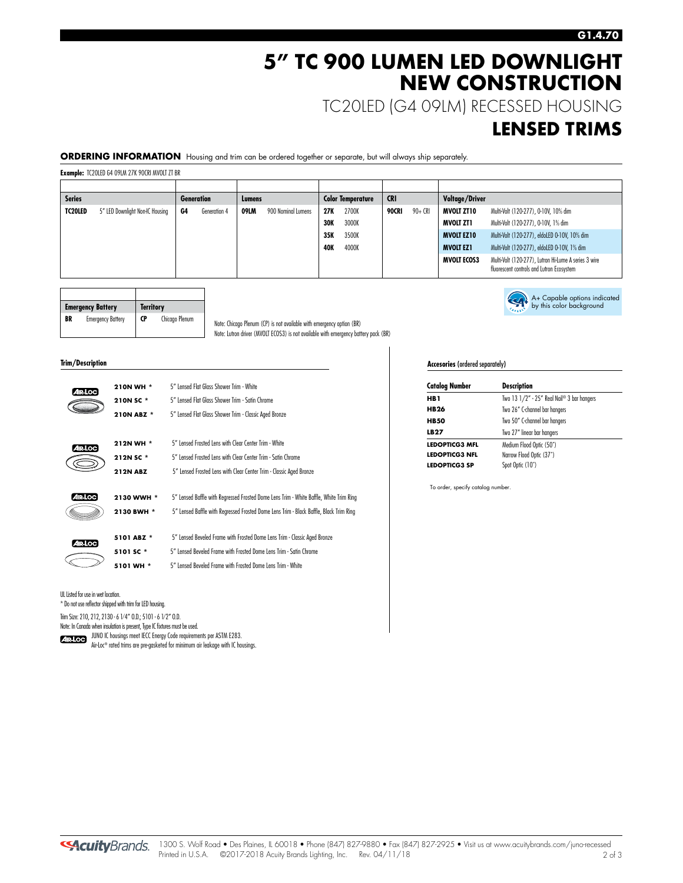# 5" TC 900 LUMEN LED DOWNLIGHT NEW CONSTRUCTION

## TC20LED (G4 09LM) RECESSED HOUSING

## LENSED TRIMS

**ORDERING INFORMATION** Housing and trim can be ordered together or separate, but will always ship separately.

**Example:** TC20LED G4 09LM 27K 90CRI MVOLT ZT BR

| Series | | Generation | | Lumens | | Color Temperature | | CRI | | Voltage/Driver | |
|---|---|---|---|---|---|---|---|---|---|---|---|
| **TC20LED** | 5" LED Downlight Non-IC Housing | **G4** | Generation 4 | **09LM** | 900 Nominal Lumens | **27K** | 2700K | **90CRI** | 90+ CRI | **MVOLT ZT10** | Multi-Volt (120-277), 0-10V, 10% dim |
| | | | | | | **30K** | 3000K | | | **MVOLT ZT1** | Multi-Volt (120-277), 0-10V, 1% dim |
| | | | | | | **35K** | 3500K | | | **MVOLT EZ10** | Multi-Volt (120-277), eldoLED 0-10V, 10% dim |
| | | | | | | **40K** | 4000K | | | **MVOLT EZ1** | Multi-Volt (120-277), eldoLED 0-10V, 1% dim |
| | | | | | | | | | | **MVOLT ECOS3** | Multi-Volt (120-277), Lutron Hi-Lume A series 3 wire fluorescent controls and Lutron Ecosystem |

| Emergency Battery | | Territory | |
|---|---|---|---|
| **BR** | Emergency Battery | **CP** | Chicago Plenum |

Note: Chicago Plenum (CP) is not available with emergency option (BR)
Note: Lutron driver (MVOLT ECOS3) is not available with emergency battery pack (BR)

A+ Capable options indicated by this color background

### Trim/Description

| Catalog Number | Description |
|---|---|
| **210N WH** * | 5" Lensed Flat Glass Shower Trim - White |
| **210N SC** * | 5" Lensed Flat Glass Shower Trim - Satin Chrome |
| **210N ABZ** * | 5" Lensed Flat Glass Shower Trim - Classic Aged Bronze |
| **212N WH** * | 5" Lensed Frosted Lens with Clear Center Trim - White |
| **212N SC** * | 5" Lensed Frosted Lens with Clear Center Trim - Satin Chrome |
| **212N ABZ** | 5" Lensed Frosted Lens with Clear Center Trim - Classic Aged Bronze |
| **2130 WWH** * | 5" Lensed Baffle with Regressed Frosted Dome Lens Trim - White Baffle, White Trim Ring |
| **2130 BWH** * | 5" Lensed Baffle with Regressed Frosted Dome Lens Trim - Black Baffle, Black Trim Ring |
| **5101 ABZ** * | 5" Lensed Beveled Frame with Frosted Dome Lens Trim - Classic Aged Bronze |
| **5101 SC** * | 5" Lensed Beveled Frame with Frosted Dome Lens Trim - Satin Chrome |
| **5101 WH** * | 5" Lensed Beveled Frame with Frosted Dome Lens Trim - White |

UL Listed for use in wet location.
* Do not use reflector shipped with trim for LED housing.
Trim Size: 210, 212, 2130 - 6 1/4" O.D.; 5101 - 6 1/2" O.D.
Note: In Canada when insulation is present, Type IC fixtures must be used.
JUNO IC housings meet IECC Energy Code requirements per ASTM E283.
Air-Loc® rated trims are pre-gasketed for minimum air leakage with IC housings.

### Accesories (ordered separately)

| Catalog Number | Description |
|---|---|
| **HB1** | Two 13 1/2" - 25" Real Nail® 3 bar hangers |
| **HB26** | Two 26" C-channel bar hangers |
| **HB50** | Two 50" C-channel bar hangers |
| **LB27** | Two 27" linear bar hangers |
| **LEDOPTICG3 MFL** | Medium Flood Optic (50°) |
| **LEDOPTICG3 NFL** | Narrow Flood Optic (37°) |
| **LEDOPTICG3 SP** | Spot Optic (10°) |

To order, specify catalog number.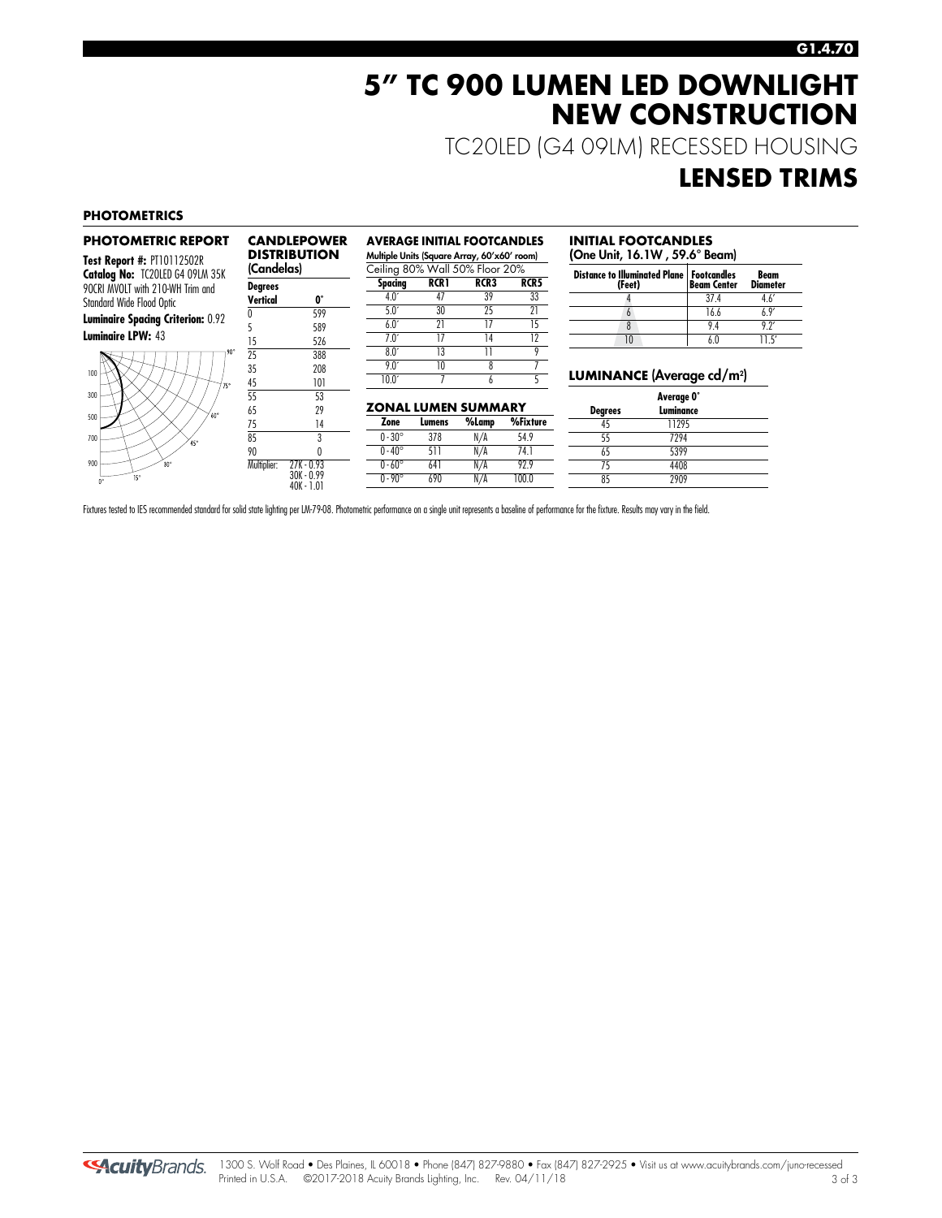# 5" TC 900 LUMEN LED DOWNLIGHT NEW CONSTRUCTION

TC20LED (G4 09LM) RECESSED HOUSING

## LENSED TRIMS

### PHOTOMETRICS

#### PHOTOMETRIC REPORT

**Test Report #:** PT10112502R
**Catalog No:** TC20LED G4 09LM 35K 90CRI MVOLT with 210-WH Trim and Standard Wide Flood Optic
**Luminaire Spacing Criterion:** 0.92
**Luminaire LPW:** 43

100
300
500
700
900
0°
15°
30°
45°
60°
75°
90°

#### CANDLEPOWER DISTRIBUTION (Candelas)

| Degrees Vertical | 0° |
|---|---|
| 0 | 599 |
| 5 | 589 |
| 15 | 526 |
| 25 | 388 |
| 35 | 208 |
| 45 | 101 |
| 55 | 53 |
| 65 | 29 |
| 75 | 14 |
| 85 | 3 |
| 90 | 0 |
| Multiplier: | 27K - 0.93<br>30K - 0.99<br>40K - 1.01 |

#### AVERAGE INITIAL FOOTCANDLES

Multiple Units (Square Array, 60'x60' room)
Ceiling 80% Wall 50% Floor 20%

| Spacing | RCR1 | RCR3 | RCR5 |
|---|---|---|---|
| 4.0' | 47 | 39 | 33 |
| 5.0' | 30 | 25 | 21 |
| 6.0' | 21 | 17 | 15 |
| 7.0' | 17 | 14 | 12 |
| 8.0' | 13 | 11 | 9 |
| 9.0' | 10 | 8 | 7 |
| 10.0' | 7 | 6 | 5 |

#### ZONAL LUMEN SUMMARY

| Zone | Lumens | %Lamp | %Fixture |
|---|---|---|---|
| 0 - 30° | 378 | N/A | 54.9 |
| 0 - 40° | 511 | N/A | 74.1 |
| 0 - 60° | 641 | N/A | 92.9 |
| 0 - 90° | 690 | N/A | 100.0 |

#### INITIAL FOOTCANDLES

(One Unit, 16.1W , 59.6° Beam)

| Distance to Illuminated Plane (Feet) | Footcandles Beam Center | Beam Diameter |
|---|---|---|
| 4 | 37.4 | 4.6' |
| 6 | 16.6 | 6.9' |
| 8 | 9.4 | 9.2' |
| 10 | 6.0 | 11.5' |

#### LUMINANCE (Average cd/m²)

| Degrees | Average 0° Luminance |
|---|---|
| 45 | 11295 |
| 55 | 7294 |
| 65 | 5399 |
| 75 | 4408 |
| 85 | 2909 |

Fixtures tested to IES recommended standard for solid state lighting per LM-79-08. Photometric performance on a single unit represents a baseline of performance for the fixture. Results may vary in the field.

AcuityBrands. 1300 S. Wolf Road • Des Plaines, IL 60018 • Phone (847) 827-9880 • Fax (847) 827-2925 • Visit us at www.acuitybrands.com/juno-recessed
Printed in U.S.A. ©2017-2018 Acuity Brands Lighting, Inc. Rev. 04/11/18